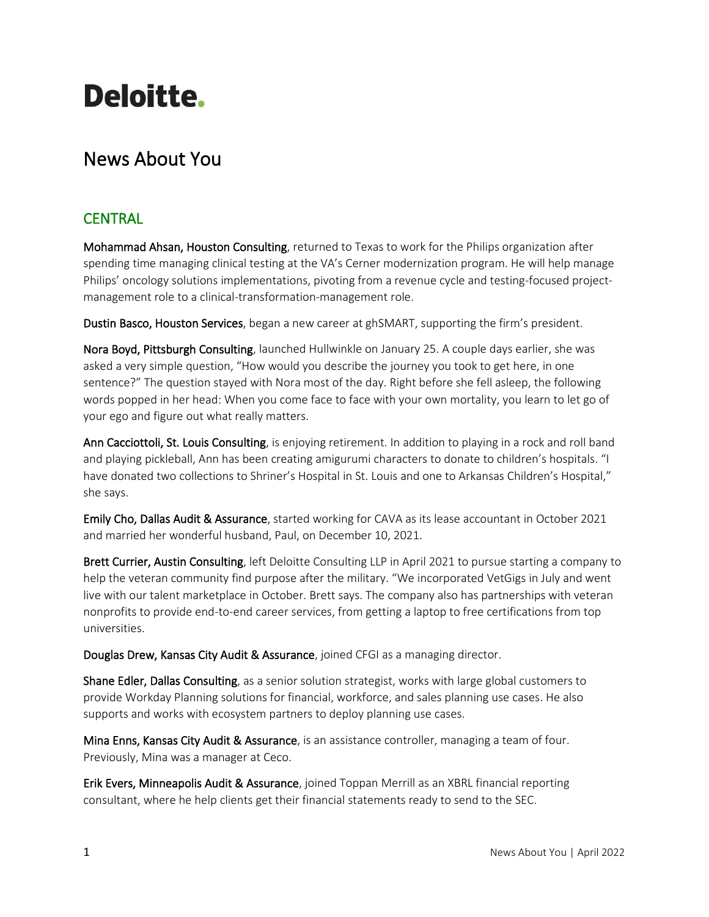# Deloitte.

## News About You

### CENTRAL

**Mohammad Ahsan, Houston Consulting**, returned to Texas to work for the Philips organization after spending time managing clinical testing at the VA's Cerner modernization program. He will help manage Philips' oncology solutions implementations, pivoting from a revenue cycle and testing-focused project-management role to a clinical-transformation-management role.

**Dustin Basco, Houston Services**, began a new career at ghSMART, supporting the firm's president.

**Nora Boyd, Pittsburgh Consulting**, launched Hullwinkle on January 25. A couple days earlier, she was asked a very simple question, "How would you describe the journey you took to get here, in one sentence?" The question stayed with Nora most of the day. Right before she fell asleep, the following words popped in her head: When you come face to face with your own mortality, you learn to let go of your ego and figure out what really matters.

**Ann Cacciottoli, St. Louis Consulting**, is enjoying retirement. In addition to playing in a rock and roll band and playing pickleball, Ann has been creating amigurumi characters to donate to children's hospitals. "I have donated two collections to Shriner's Hospital in St. Louis and one to Arkansas Children's Hospital," she says.

**Emily Cho, Dallas Audit & Assurance**, started working for CAVA as its lease accountant in October 2021 and married her wonderful husband, Paul, on December 10, 2021.

**Brett Currier, Austin Consulting**, left Deloitte Consulting LLP in April 2021 to pursue starting a company to help the veteran community find purpose after the military. "We incorporated VetGigs in July and went live with our talent marketplace in October. Brett says. The company also has partnerships with veteran nonprofits to provide end-to-end career services, from getting a laptop to free certifications from top universities.

**Douglas Drew, Kansas City Audit & Assurance**, joined CFGI as a managing director.

**Shane Edler, Dallas Consulting**, as a senior solution strategist, works with large global customers to provide Workday Planning solutions for financial, workforce, and sales planning use cases. He also supports and works with ecosystem partners to deploy planning use cases.

**Mina Enns, Kansas City Audit & Assurance**, is an assistance controller, managing a team of four. Previously, Mina was a manager at Ceco.

**Erik Evers, Minneapolis Audit & Assurance**, joined Toppan Merrill as an XBRL financial reporting consultant, where he help clients get their financial statements ready to send to the SEC.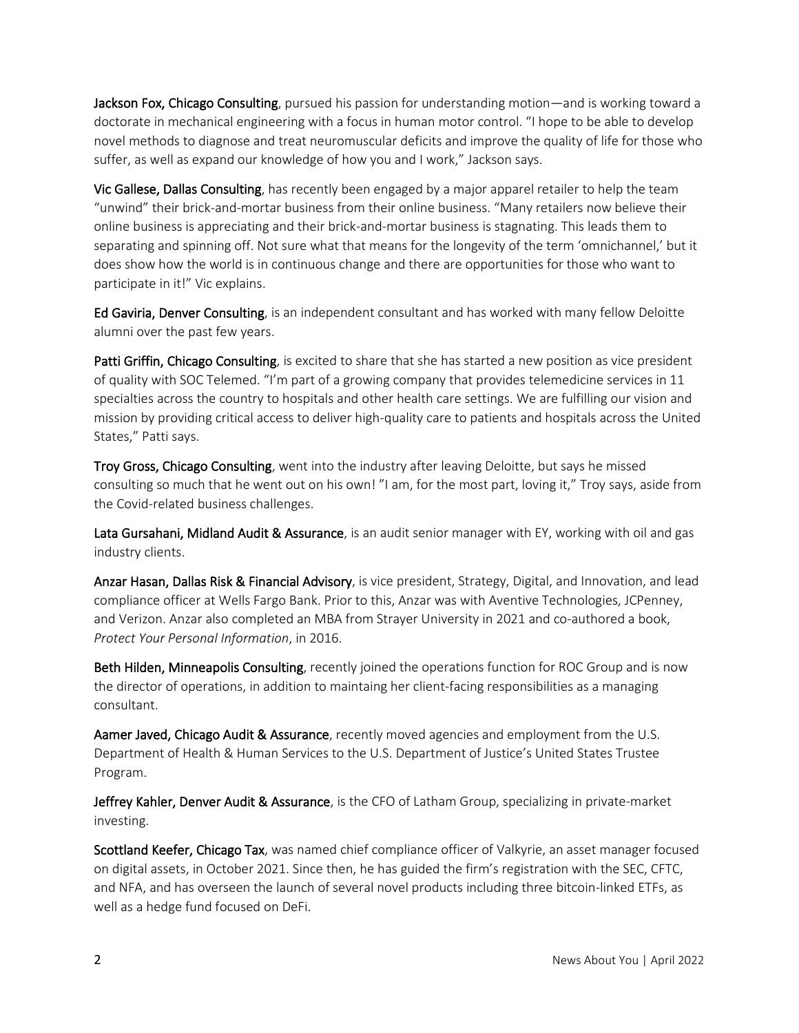**Jackson Fox, Chicago Consulting**, pursued his passion for understanding motion—and is working toward a doctorate in mechanical engineering with a focus in human motor control. "I hope to be able to develop novel methods to diagnose and treat neuromuscular deficits and improve the quality of life for those who suffer, as well as expand our knowledge of how you and I work," Jackson says.

**Vic Gallese, Dallas Consulting**, has recently been engaged by a major apparel retailer to help the team "unwind" their brick-and-mortar business from their online business. "Many retailers now believe their online business is appreciating and their brick-and-mortar business is stagnating. This leads them to separating and spinning off. Not sure what that means for the longevity of the term 'omnichannel,' but it does show how the world is in continuous change and there are opportunities for those who want to participate in it!" Vic explains.

**Ed Gaviria, Denver Consulting**, is an independent consultant and has worked with many fellow Deloitte alumni over the past few years.

**Patti Griffin, Chicago Consulting**, is excited to share that she has started a new position as vice president of quality with SOC Telemed. "I'm part of a growing company that provides telemedicine services in 11 specialties across the country to hospitals and other health care settings. We are fulfilling our vision and mission by providing critical access to deliver high-quality care to patients and hospitals across the United States," Patti says.

**Troy Gross, Chicago Consulting**, went into the industry after leaving Deloitte, but says he missed consulting so much that he went out on his own! "I am, for the most part, loving it," Troy says, aside from the Covid-related business challenges.

**Lata Gursahani, Midland Audit & Assurance**, is an audit senior manager with EY, working with oil and gas industry clients.

**Anzar Hasan, Dallas Risk & Financial Advisory**, is vice president, Strategy, Digital, and Innovation, and lead compliance officer at Wells Fargo Bank. Prior to this, Anzar was with Aventive Technologies, JCPenney, and Verizon. Anzar also completed an MBA from Strayer University in 2021 and co-authored a book, *Protect Your Personal Information*, in 2016.

**Beth Hilden, Minneapolis Consulting**, recently joined the operations function for ROC Group and is now the director of operations, in addition to maintaining her client-facing responsibilities as a managing consultant.

**Aamer Javed, Chicago Audit & Assurance**, recently moved agencies and employment from the U.S. Department of Health & Human Services to the U.S. Department of Justice's United States Trustee Program.

**Jeffrey Kahler, Denver Audit & Assurance**, is the CFO of Latham Group, specializing in private-market investing.

**Scottland Keefer, Chicago Tax**, was named chief compliance officer of Valkyrie, an asset manager focused on digital assets, in October 2021. Since then, he has guided the firm's registration with the SEC, CFTC, and NFA, and has overseen the launch of several novel products including three bitcoin-linked ETFs, as well as a hedge fund focused on DeFi.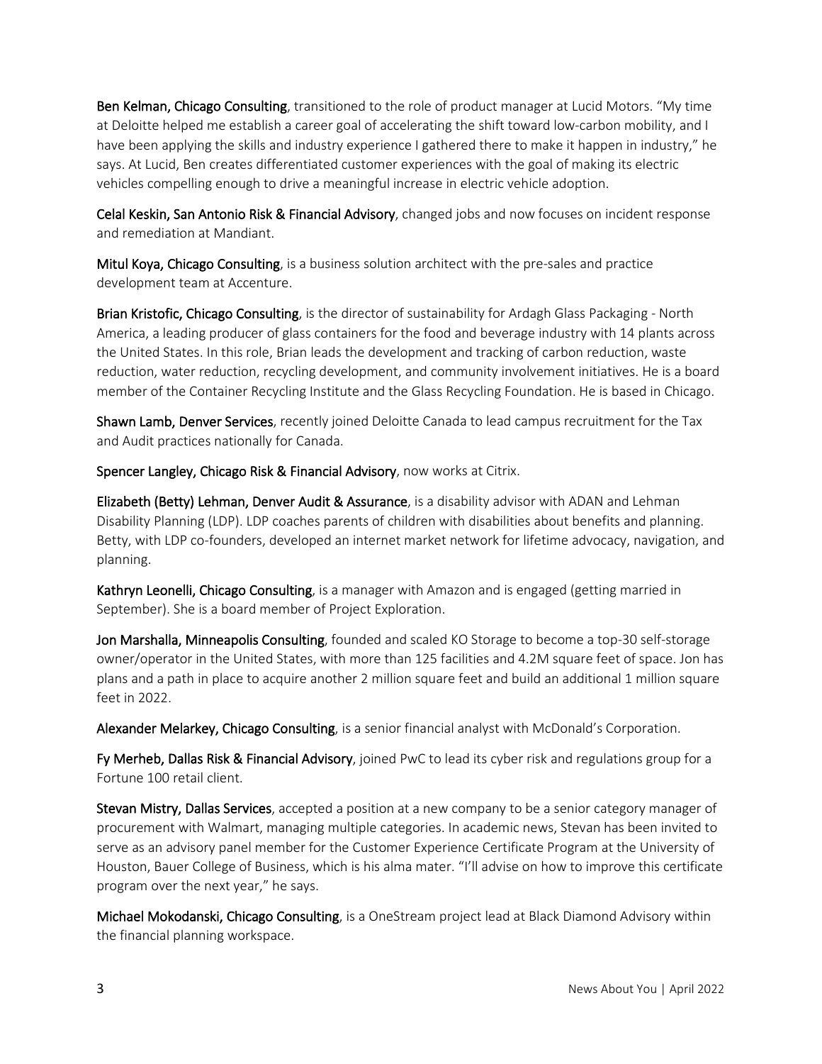**Ben Kelman, Chicago Consulting**, transitioned to the role of product manager at Lucid Motors. "My time at Deloitte helped me establish a career goal of accelerating the shift toward low-carbon mobility, and I have been applying the skills and industry experience I gathered there to make it happen in industry," he says. At Lucid, Ben creates differentiated customer experiences with the goal of making its electric vehicles compelling enough to drive a meaningful increase in electric vehicle adoption.

**Celal Keskin, San Antonio Risk & Financial Advisory**, changed jobs and now focuses on incident response and remediation at Mandiant.

**Mitul Koya, Chicago Consulting**, is a business solution architect with the pre-sales and practice development team at Accenture.

**Brian Kristofic, Chicago Consulting**, is the director of sustainability for Ardagh Glass Packaging - North America, a leading producer of glass containers for the food and beverage industry with 14 plants across the United States. In this role, Brian leads the development and tracking of carbon reduction, waste reduction, water reduction, recycling development, and community involvement initiatives. He is a board member of the Container Recycling Institute and the Glass Recycling Foundation. He is based in Chicago.

**Shawn Lamb, Denver Services**, recently joined Deloitte Canada to lead campus recruitment for the Tax and Audit practices nationally for Canada.

**Spencer Langley, Chicago Risk & Financial Advisory**, now works at Citrix.

**Elizabeth (Betty) Lehman, Denver Audit & Assurance**, is a disability advisor with ADAN and Lehman Disability Planning (LDP). LDP coaches parents of children with disabilities about benefits and planning. Betty, with LDP co-founders, developed an internet market network for lifetime advocacy, navigation, and planning.

**Kathryn Leonelli, Chicago Consulting**, is a manager with Amazon and is engaged (getting married in September). She is a board member of Project Exploration.

**Jon Marshalla, Minneapolis Consulting**, founded and scaled KO Storage to become a top-30 self-storage owner/operator in the United States, with more than 125 facilities and 4.2M square feet of space. Jon has plans and a path in place to acquire another 2 million square feet and build an additional 1 million square feet in 2022.

**Alexander Melarkey, Chicago Consulting**, is a senior financial analyst with McDonald's Corporation.

**Fy Merheb, Dallas Risk & Financial Advisory**, joined PwC to lead its cyber risk and regulations group for a Fortune 100 retail client.

**Stevan Mistry, Dallas Services**, accepted a position at a new company to be a senior category manager of procurement with Walmart, managing multiple categories. In academic news, Stevan has been invited to serve as an advisory panel member for the Customer Experience Certificate Program at the University of Houston, Bauer College of Business, which is his alma mater. "I'll advise on how to improve this certificate program over the next year," he says.

**Michael Mokodanski, Chicago Consulting**, is a OneStream project lead at Black Diamond Advisory within the financial planning workspace.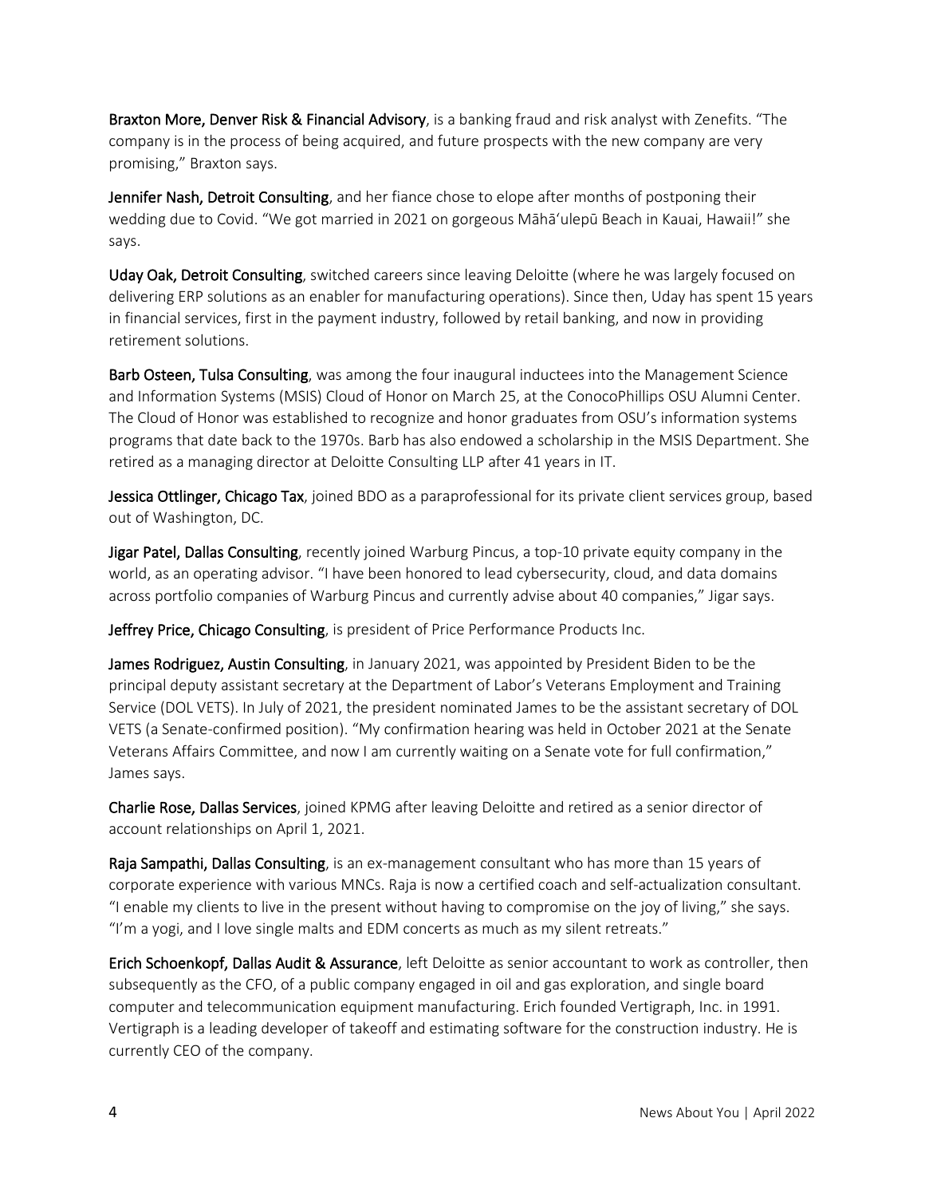**Braxton More, Denver Risk & Financial Advisory**, is a banking fraud and risk analyst with Zenefits. "The company is in the process of being acquired, and future prospects with the new company are very promising," Braxton says.

**Jennifer Nash, Detroit Consulting**, and her fiance chose to elope after months of postponing their wedding due to Covid. "We got married in 2021 on gorgeous Māhāʻulepū Beach in Kauai, Hawaii!" she says.

**Uday Oak, Detroit Consulting**, switched careers since leaving Deloitte (where he was largely focused on delivering ERP solutions as an enabler for manufacturing operations). Since then, Uday has spent 15 years in financial services, first in the payment industry, followed by retail banking, and now in providing retirement solutions.

**Barb Osteen, Tulsa Consulting**, was among the four inaugural inductees into the Management Science and Information Systems (MSIS) Cloud of Honor on March 25, at the ConocoPhillips OSU Alumni Center. The Cloud of Honor was established to recognize and honor graduates from OSU's information systems programs that date back to the 1970s. Barb has also endowed a scholarship in the MSIS Department. She retired as a managing director at Deloitte Consulting LLP after 41 years in IT.

**Jessica Ottlinger, Chicago Tax**, joined BDO as a paraprofessional for its private client services group, based out of Washington, DC.

**Jigar Patel, Dallas Consulting**, recently joined Warburg Pincus, a top-10 private equity company in the world, as an operating advisor. "I have been honored to lead cybersecurity, cloud, and data domains across portfolio companies of Warburg Pincus and currently advise about 40 companies," Jigar says.

**Jeffrey Price, Chicago Consulting**, is president of Price Performance Products Inc.

**James Rodriguez, Austin Consulting**, in January 2021, was appointed by President Biden to be the principal deputy assistant secretary at the Department of Labor's Veterans Employment and Training Service (DOL VETS). In July of 2021, the president nominated James to be the assistant secretary of DOL VETS (a Senate-confirmed position). "My confirmation hearing was held in October 2021 at the Senate Veterans Affairs Committee, and now I am currently waiting on a Senate vote for full confirmation," James says.

**Charlie Rose, Dallas Services**, joined KPMG after leaving Deloitte and retired as a senior director of account relationships on April 1, 2021.

**Raja Sampathi, Dallas Consulting**, is an ex-management consultant who has more than 15 years of corporate experience with various MNCs. Raja is now a certified coach and self-actualization consultant. "I enable my clients to live in the present without having to compromise on the joy of living," she says. "I'm a yogi, and I love single malts and EDM concerts as much as my silent retreats."

**Erich Schoenkopf, Dallas Audit & Assurance**, left Deloitte as senior accountant to work as controller, then subsequently as the CFO, of a public company engaged in oil and gas exploration, and single board computer and telecommunication equipment manufacturing. Erich founded Vertigraph, Inc. in 1991. Vertigraph is a leading developer of takeoff and estimating software for the construction industry. He is currently CEO of the company.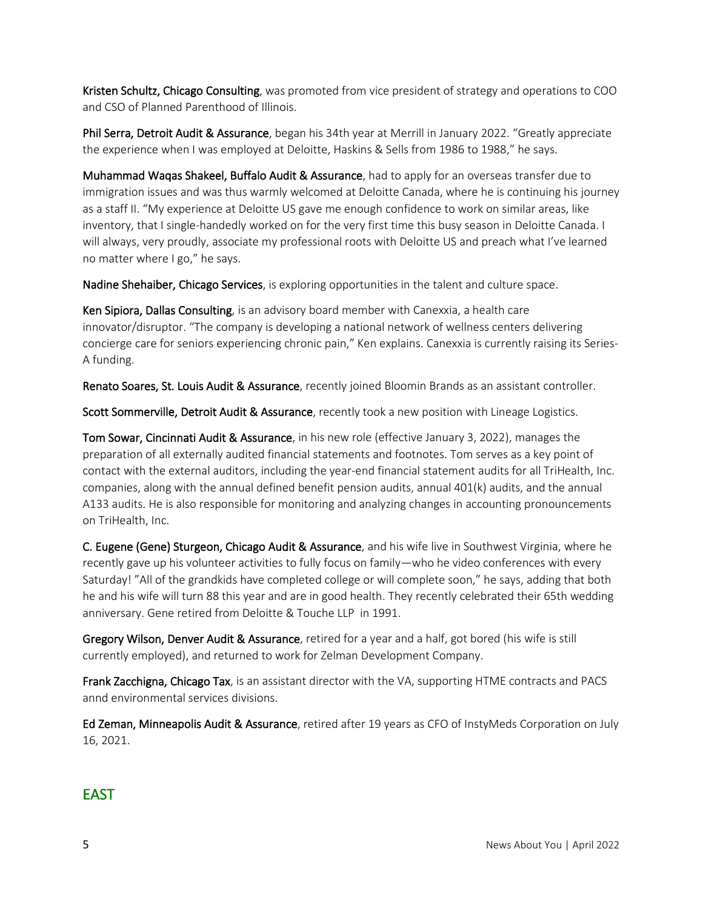**Kristen Schultz, Chicago Consulting**, was promoted from vice president of strategy and operations to COO and CSO of Planned Parenthood of Illinois.

**Phil Serra, Detroit Audit & Assurance**, began his 34th year at Merrill in January 2022. "Greatly appreciate the experience when I was employed at Deloitte, Haskins & Sells from 1986 to 1988," he says.

**Muhammad Waqas Shakeel, Buffalo Audit & Assurance**, had to apply for an overseas transfer due to immigration issues and was thus warmly welcomed at Deloitte Canada, where he is continuing his journey as a staff II. "My experience at Deloitte US gave me enough confidence to work on similar areas, like inventory, that I single-handedly worked on for the very first time this busy season in Deloitte Canada. I will always, very proudly, associate my professional roots with Deloitte US and preach what I've learned no matter where I go," he says.

**Nadine Shehaiber, Chicago Services**, is exploring opportunities in the talent and culture space.

**Ken Sipiora, Dallas Consulting**, is an advisory board member with Canexxia, a health care innovator/disruptor. "The company is developing a national network of wellness centers delivering concierge care for seniors experiencing chronic pain," Ken explains. Canexxia is currently raising its Series-A funding.

**Renato Soares, St. Louis Audit & Assurance**, recently joined Bloomin Brands as an assistant controller.

**Scott Sommerville, Detroit Audit & Assurance**, recently took a new position with Lineage Logistics.

**Tom Sowar, Cincinnati Audit & Assurance**, in his new role (effective January 3, 2022), manages the preparation of all externally audited financial statements and footnotes. Tom serves as a key point of contact with the external auditors, including the year-end financial statement audits for all TriHealth, Inc. companies, along with the annual defined benefit pension audits, annual 401(k) audits, and the annual A133 audits. He is also responsible for monitoring and analyzing changes in accounting pronouncements on TriHealth, Inc.

**C. Eugene (Gene) Sturgeon, Chicago Audit & Assurance**, and his wife live in Southwest Virginia, where he recently gave up his volunteer activities to fully focus on family—who he video conferences with every Saturday! "All of the grandkids have completed college or will complete soon," he says, adding that both he and his wife will turn 88 this year and are in good health. They recently celebrated their 65th wedding anniversary. Gene retired from Deloitte & Touche LLP in 1991.

**Gregory Wilson, Denver Audit & Assurance**, retired for a year and a half, got bored (his wife is still currently employed), and returned to work for Zelman Development Company.

**Frank Zacchigna, Chicago Tax**, is an assistant director with the VA, supporting HTME contracts and PACS annd environmental services divisions.

**Ed Zeman, Minneapolis Audit & Assurance**, retired after 19 years as CFO of InstyMeds Corporation on July 16, 2021.

## EAST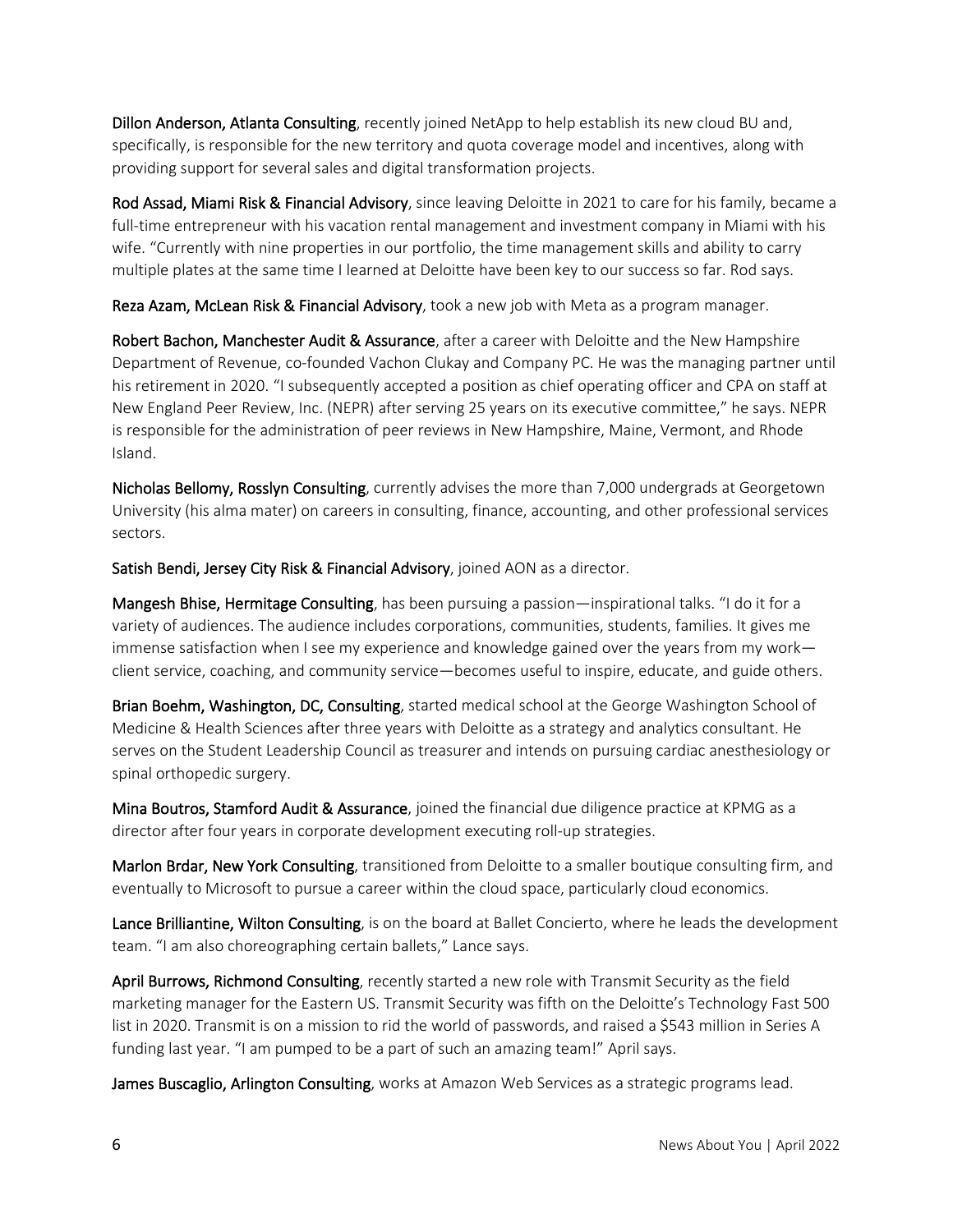**Dillon Anderson, Atlanta Consulting**, recently joined NetApp to help establish its new cloud BU and, specifically, is responsible for the new territory and quota coverage model and incentives, along with providing support for several sales and digital transformation projects.

**Rod Assad, Miami Risk & Financial Advisory**, since leaving Deloitte in 2021 to care for his family, became a full-time entrepreneur with his vacation rental management and investment company in Miami with his wife. "Currently with nine properties in our portfolio, the time management skills and ability to carry multiple plates at the same time I learned at Deloitte have been key to our success so far. Rod says.

**Reza Azam, McLean Risk & Financial Advisory**, took a new job with Meta as a program manager.

**Robert Bachon, Manchester Audit & Assurance**, after a career with Deloitte and the New Hampshire Department of Revenue, co-founded Vachon Clukay and Company PC. He was the managing partner until his retirement in 2020. "I subsequently accepted a position as chief operating officer and CPA on staff at New England Peer Review, Inc. (NEPR) after serving 25 years on its executive committee," he says. NEPR is responsible for the administration of peer reviews in New Hampshire, Maine, Vermont, and Rhode Island.

**Nicholas Bellomy, Rosslyn Consulting**, currently advises the more than 7,000 undergrads at Georgetown University (his alma mater) on careers in consulting, finance, accounting, and other professional services sectors.

**Satish Bendi, Jersey City Risk & Financial Advisory**, joined AON as a director.

**Mangesh Bhise, Hermitage Consulting**, has been pursuing a passion—inspirational talks. "I do it for a variety of audiences. The audience includes corporations, communities, students, families. It gives me immense satisfaction when I see my experience and knowledge gained over the years from my work—client service, coaching, and community service—becomes useful to inspire, educate, and guide others.

**Brian Boehm, Washington, DC, Consulting**, started medical school at the George Washington School of Medicine & Health Sciences after three years with Deloitte as a strategy and analytics consultant. He serves on the Student Leadership Council as treasurer and intends on pursuing cardiac anesthesiology or spinal orthopedic surgery.

**Mina Boutros, Stamford Audit & Assurance**, joined the financial due diligence practice at KPMG as a director after four years in corporate development executing roll-up strategies.

**Marlon Brdar, New York Consulting**, transitioned from Deloitte to a smaller boutique consulting firm, and eventually to Microsoft to pursue a career within the cloud space, particularly cloud economics.

**Lance Brilliantine, Wilton Consulting**, is on the board at Ballet Concierto, where he leads the development team. "I am also choreographing certain ballets," Lance says.

**April Burrows, Richmond Consulting**, recently started a new role with Transmit Security as the field marketing manager for the Eastern US. Transmit Security was fifth on the Deloitte's Technology Fast 500 list in 2020. Transmit is on a mission to rid the world of passwords, and raised a $543 million in Series A funding last year. "I am pumped to be a part of such an amazing team!" April says.

**James Buscaglio, Arlington Consulting**, works at Amazon Web Services as a strategic programs lead.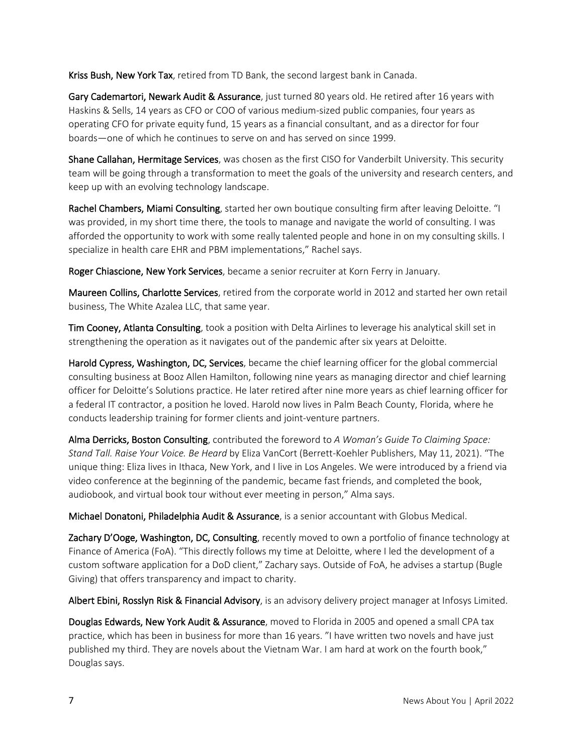**Kriss Bush, New York Tax**, retired from TD Bank, the second largest bank in Canada.

**Gary Cademartori, Newark Audit & Assurance**, just turned 80 years old. He retired after 16 years with Haskins & Sells, 14 years as CFO or COO of various medium-sized public companies, four years as operating CFO for private equity fund, 15 years as a financial consultant, and as a director for four boards—one of which he continues to serve on and has served on since 1999.

**Shane Callahan, Hermitage Services**, was chosen as the first CISO for Vanderbilt University. This security team will be going through a transformation to meet the goals of the university and research centers, and keep up with an evolving technology landscape.

**Rachel Chambers, Miami Consulting**, started her own boutique consulting firm after leaving Deloitte. "I was provided, in my short time there, the tools to manage and navigate the world of consulting. I was afforded the opportunity to work with some really talented people and hone in on my consulting skills. I specialize in health care EHR and PBM implementations," Rachel says.

**Roger Chiascione, New York Services**, became a senior recruiter at Korn Ferry in January.

**Maureen Collins, Charlotte Services**, retired from the corporate world in 2012 and started her own retail business, The White Azalea LLC, that same year.

**Tim Cooney, Atlanta Consulting**, took a position with Delta Airlines to leverage his analytical skill set in strengthening the operation as it navigates out of the pandemic after six years at Deloitte.

**Harold Cypress, Washington, DC, Services**, became the chief learning officer for the global commercial consulting business at Booz Allen Hamilton, following nine years as managing director and chief learning officer for Deloitte's Solutions practice. He later retired after nine more years as chief learning officer for a federal IT contractor, a position he loved. Harold now lives in Palm Beach County, Florida, where he conducts leadership training for former clients and joint-venture partners.

**Alma Derricks, Boston Consulting**, contributed the foreword to *A Woman's Guide To Claiming Space: Stand Tall. Raise Your Voice. Be Heard* by Eliza VanCort (Berrett-Koehler Publishers, May 11, 2021). "The unique thing: Eliza lives in Ithaca, New York, and I live in Los Angeles. We were introduced by a friend via video conference at the beginning of the pandemic, became fast friends, and completed the book, audiobook, and virtual book tour without ever meeting in person," Alma says.

**Michael Donatoni, Philadelphia Audit & Assurance**, is a senior accountant with Globus Medical.

**Zachary D'Ooge, Washington, DC, Consulting**, recently moved to own a portfolio of finance technology at Finance of America (FoA). "This directly follows my time at Deloitte, where I led the development of a custom software application for a DoD client," Zachary says. Outside of FoA, he advises a startup (Bugle Giving) that offers transparency and impact to charity.

**Albert Ebini, Rosslyn Risk & Financial Advisory**, is an advisory delivery project manager at Infosys Limited.

**Douglas Edwards, New York Audit & Assurance**, moved to Florida in 2005 and opened a small CPA tax practice, which has been in business for more than 16 years. "I have written two novels and have just published my third. They are novels about the Vietnam War. I am hard at work on the fourth book," Douglas says.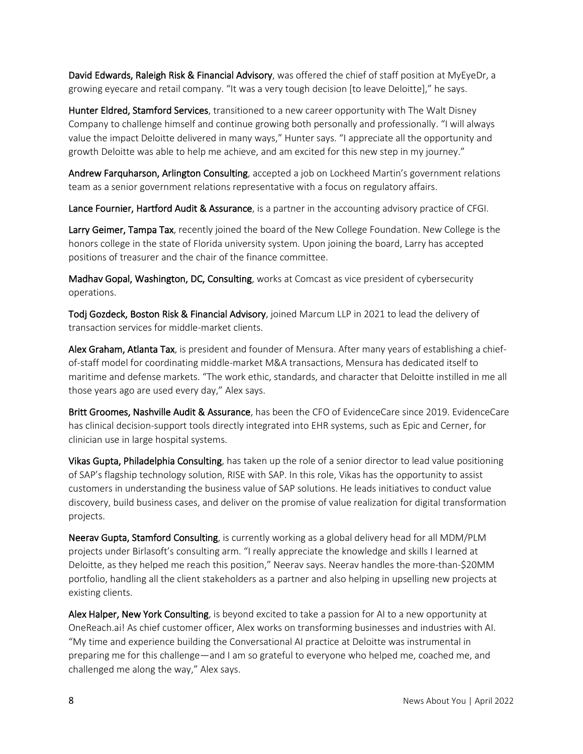**David Edwards, Raleigh Risk & Financial Advisory**, was offered the chief of staff position at MyEyeDr, a growing eyecare and retail company. “It was a very tough decision [to leave Deloitte],” he says.

**Hunter Eldred, Stamford Services**, transitioned to a new career opportunity with The Walt Disney Company to challenge himself and continue growing both personally and professionally. “I will always value the impact Deloitte delivered in many ways,” Hunter says. “I appreciate all the opportunity and growth Deloitte was able to help me achieve, and am excited for this new step in my journey.”

**Andrew Farquharson, Arlington Consulting**, accepted a job on Lockheed Martin’s government relations team as a senior government relations representative with a focus on regulatory affairs.

**Lance Fournier, Hartford Audit & Assurance**, is a partner in the accounting advisory practice of CFGI.

**Larry Geimer, Tampa Tax**, recently joined the board of the New College Foundation. New College is the honors college in the state of Florida university system. Upon joining the board, Larry has accepted positions of treasurer and the chair of the finance committee.

**Madhav Gopal, Washington, DC, Consulting**, works at Comcast as vice president of cybersecurity operations.

**Todj Gozdeck, Boston Risk & Financial Advisory**, joined Marcum LLP in 2021 to lead the delivery of transaction services for middle-market clients.

**Alex Graham, Atlanta Tax**, is president and founder of Mensura. After many years of establishing a chief-of-staff model for coordinating middle-market M&A transactions, Mensura has dedicated itself to maritime and defense markets. “The work ethic, standards, and character that Deloitte instilled in me all those years ago are used every day,” Alex says.

**Britt Groomes, Nashville Audit & Assurance**, has been the CFO of EvidenceCare since 2019. EvidenceCare has clinical decision-support tools directly integrated into EHR systems, such as Epic and Cerner, for clinician use in large hospital systems.

**Vikas Gupta, Philadelphia Consulting**, has taken up the role of a senior director to lead value positioning of SAP’s flagship technology solution, RISE with SAP. In this role, Vikas has the opportunity to assist customers in understanding the business value of SAP solutions. He leads initiatives to conduct value discovery, build business cases, and deliver on the promise of value realization for digital transformation projects.

**Neerav Gupta, Stamford Consulting**, is currently working as a global delivery head for all MDM/PLM projects under Birlasoft’s consulting arm. “I really appreciate the knowledge and skills I learned at Deloitte, as they helped me reach this position,” Neerav says. Neerav handles the more-than-$20MM portfolio, handling all the client stakeholders as a partner and also helping in upselling new projects at existing clients.

**Alex Halper, New York Consulting**, is beyond excited to take a passion for AI to a new opportunity at OneReach.ai! As chief customer officer, Alex works on transforming businesses and industries with AI. “My time and experience building the Conversational AI practice at Deloitte was instrumental in preparing me for this challenge—and I am so grateful to everyone who helped me, coached me, and challenged me along the way,” Alex says.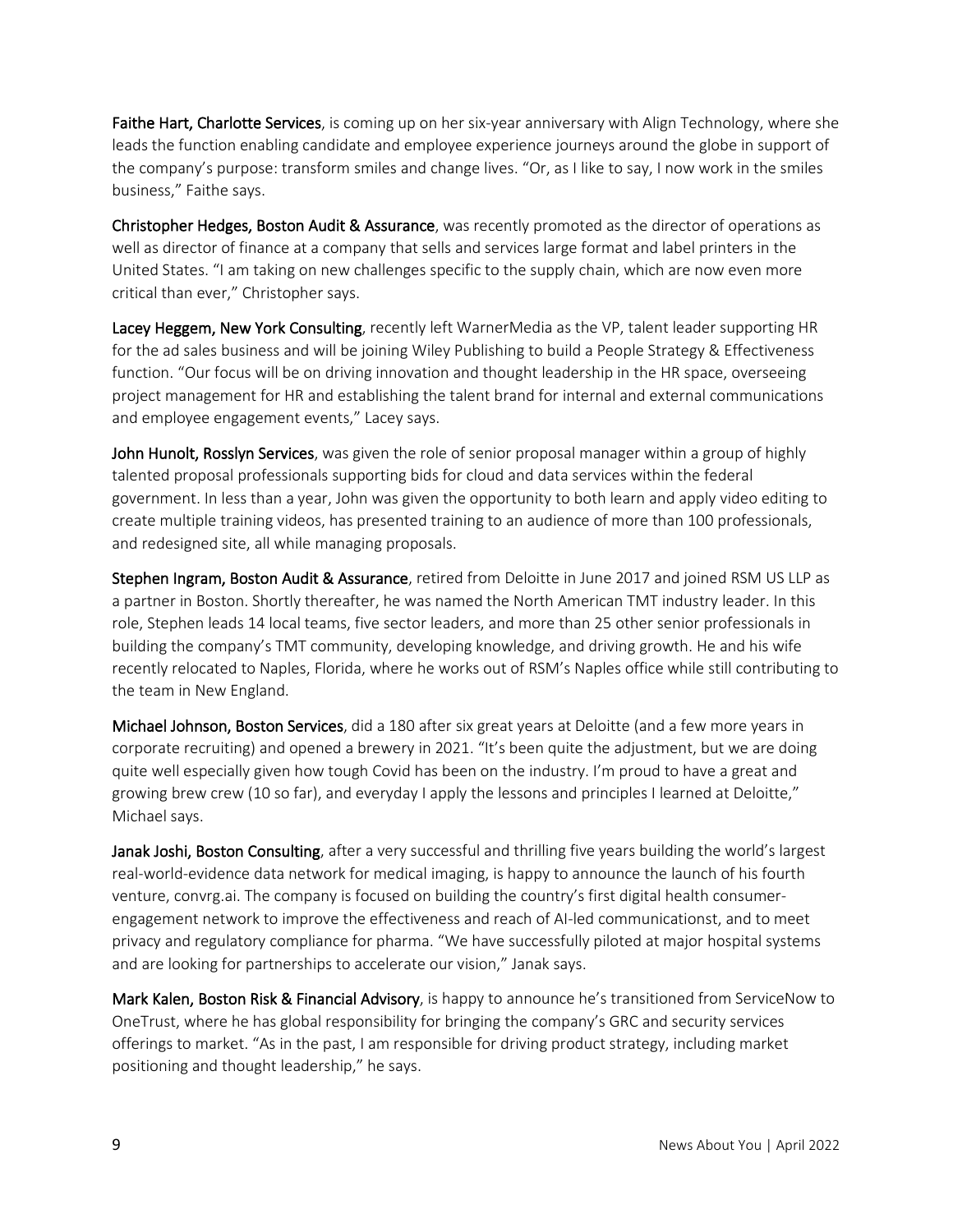**Faithe Hart, Charlotte Services**, is coming up on her six-year anniversary with Align Technology, where she leads the function enabling candidate and employee experience journeys around the globe in support of the company's purpose: transform smiles and change lives. "Or, as I like to say, I now work in the smiles business," Faithe says.

**Christopher Hedges, Boston Audit & Assurance**, was recently promoted as the director of operations as well as director of finance at a company that sells and services large format and label printers in the United States. "I am taking on new challenges specific to the supply chain, which are now even more critical than ever," Christopher says.

**Lacey Heggem, New York Consulting**, recently left WarnerMedia as the VP, talent leader supporting HR for the ad sales business and will be joining Wiley Publishing to build a People Strategy & Effectiveness function. "Our focus will be on driving innovation and thought leadership in the HR space, overseeing project management for HR and establishing the talent brand for internal and external communications and employee engagement events," Lacey says.

**John Hunolt, Rosslyn Services**, was given the role of senior proposal manager within a group of highly talented proposal professionals supporting bids for cloud and data services within the federal government. In less than a year, John was given the opportunity to both learn and apply video editing to create multiple training videos, has presented training to an audience of more than 100 professionals, and redesigned site, all while managing proposals.

**Stephen Ingram, Boston Audit & Assurance**, retired from Deloitte in June 2017 and joined RSM US LLP as a partner in Boston. Shortly thereafter, he was named the North American TMT industry leader. In this role, Stephen leads 14 local teams, five sector leaders, and more than 25 other senior professionals in building the company's TMT community, developing knowledge, and driving growth. He and his wife recently relocated to Naples, Florida, where he works out of RSM's Naples office while still contributing to the team in New England.

**Michael Johnson, Boston Services**, did a 180 after six great years at Deloitte (and a few more years in corporate recruiting) and opened a brewery in 2021. "It's been quite the adjustment, but we are doing quite well especially given how tough Covid has been on the industry. I'm proud to have a great and growing brew crew (10 so far), and everyday I apply the lessons and principles I learned at Deloitte," Michael says.

**Janak Joshi, Boston Consulting**, after a very successful and thrilling five years building the world's largest real-world-evidence data network for medical imaging, is happy to announce the launch of his fourth venture, convrg.ai. The company is focused on building the country's first digital health consumer-engagement network to improve the effectiveness and reach of AI-led communicationst, and to meet privacy and regulatory compliance for pharma. "We have successfully piloted at major hospital systems and are looking for partnerships to accelerate our vision," Janak says.

**Mark Kalen, Boston Risk & Financial Advisory**, is happy to announce he's transitioned from ServiceNow to OneTrust, where he has global responsibility for bringing the company's GRC and security services offerings to market. "As in the past, I am responsible for driving product strategy, including market positioning and thought leadership," he says.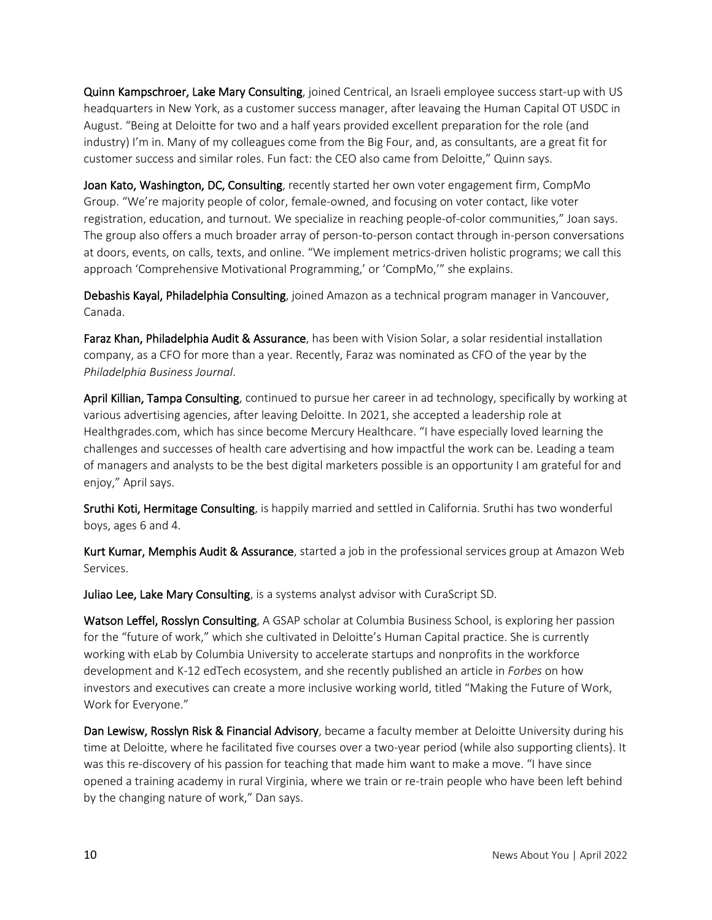**Quinn Kampschroer, Lake Mary Consulting**, joined Centrical, an Israeli employee success start-up with US headquarters in New York, as a customer success manager, after leavaing the Human Capital OT USDC in August. "Being at Deloitte for two and a half years provided excellent preparation for the role (and industry) I'm in. Many of my colleagues come from the Big Four, and, as consultants, are a great fit for customer success and similar roles. Fun fact: the CEO also came from Deloitte," Quinn says.

**Joan Kato, Washington, DC, Consulting**, recently started her own voter engagement firm, CompMo Group. "We're majority people of color, female-owned, and focusing on voter contact, like voter registration, education, and turnout. We specialize in reaching people-of-color communities," Joan says. The group also offers a much broader array of person-to-person contact through in-person conversations at doors, events, on calls, texts, and online. "We implement metrics-driven holistic programs; we call this approach 'Comprehensive Motivational Programming,' or 'CompMo,'" she explains.

**Debashis Kayal, Philadelphia Consulting**, joined Amazon as a technical program manager in Vancouver, Canada.

**Faraz Khan, Philadelphia Audit & Assurance**, has been with Vision Solar, a solar residential installation company, as a CFO for more than a year. Recently, Faraz was nominated as CFO of the year by the *Philadelphia Business Journal*.

**April Killian, Tampa Consulting**, continued to pursue her career in ad technology, specifically by working at various advertising agencies, after leaving Deloitte. In 2021, she accepted a leadership role at Healthgrades.com, which has since become Mercury Healthcare. "I have especially loved learning the challenges and successes of health care advertising and how impactful the work can be. Leading a team of managers and analysts to be the best digital marketers possible is an opportunity I am grateful for and enjoy," April says.

**Sruthi Koti, Hermitage Consulting**, is happily married and settled in California. Sruthi has two wonderful boys, ages 6 and 4.

**Kurt Kumar, Memphis Audit & Assurance**, started a job in the professional services group at Amazon Web Services.

**Juliao Lee, Lake Mary Consulting**, is a systems analyst advisor with CuraScript SD.

**Watson Leffel, Rosslyn Consulting**, A GSAP scholar at Columbia Business School, is exploring her passion for the "future of work," which she cultivated in Deloitte's Human Capital practice. She is currently working with eLab by Columbia University to accelerate startups and nonprofits in the workforce development and K-12 edTech ecosystem, and she recently published an article in *Forbes* on how investors and executives can create a more inclusive working world, titled "Making the Future of Work, Work for Everyone."

**Dan Lewisw, Rosslyn Risk & Financial Advisory**, became a faculty member at Deloitte University during his time at Deloitte, where he facilitated five courses over a two-year period (while also supporting clients). It was this re-discovery of his passion for teaching that made him want to make a move. "I have since opened a training academy in rural Virginia, where we train or re-train people who have been left behind by the changing nature of work," Dan says.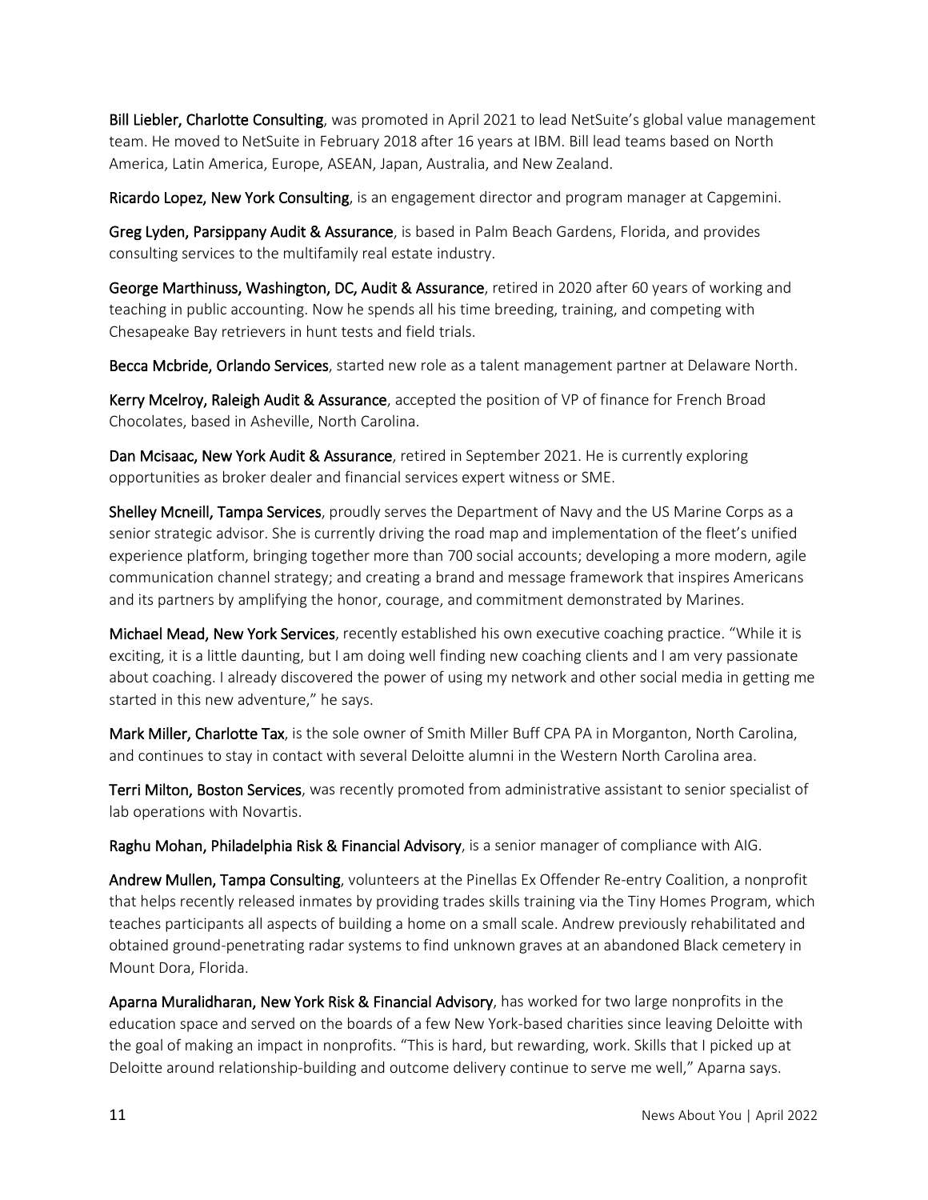**Bill Liebler, Charlotte Consulting**, was promoted in April 2021 to lead NetSuite's global value management team. He moved to NetSuite in February 2018 after 16 years at IBM. Bill lead teams based on North America, Latin America, Europe, ASEAN, Japan, Australia, and New Zealand.

**Ricardo Lopez, New York Consulting**, is an engagement director and program manager at Capgemini.

**Greg Lyden, Parsippany Audit & Assurance**, is based in Palm Beach Gardens, Florida, and provides consulting services to the multifamily real estate industry.

**George Marthinuss, Washington, DC, Audit & Assurance**, retired in 2020 after 60 years of working and teaching in public accounting. Now he spends all his time breeding, training, and competing with Chesapeake Bay retrievers in hunt tests and field trials.

**Becca Mcbride, Orlando Services**, started new role as a talent management partner at Delaware North.

**Kerry Mcelroy, Raleigh Audit & Assurance**, accepted the position of VP of finance for French Broad Chocolates, based in Asheville, North Carolina.

**Dan Mcisaac, New York Audit & Assurance**, retired in September 2021. He is currently exploring opportunities as broker dealer and financial services expert witness or SME.

**Shelley Mcneill, Tampa Services**, proudly serves the Department of Navy and the US Marine Corps as a senior strategic advisor. She is currently driving the road map and implementation of the fleet's unified experience platform, bringing together more than 700 social accounts; developing a more modern, agile communication channel strategy; and creating a brand and message framework that inspires Americans and its partners by amplifying the honor, courage, and commitment demonstrated by Marines.

**Michael Mead, New York Services**, recently established his own executive coaching practice. "While it is exciting, it is a little daunting, but I am doing well finding new coaching clients and I am very passionate about coaching. I already discovered the power of using my network and other social media in getting me started in this new adventure," he says.

**Mark Miller, Charlotte Tax**, is the sole owner of Smith Miller Buff CPA PA in Morganton, North Carolina, and continues to stay in contact with several Deloitte alumni in the Western North Carolina area.

**Terri Milton, Boston Services**, was recently promoted from administrative assistant to senior specialist of lab operations with Novartis.

**Raghu Mohan, Philadelphia Risk & Financial Advisory**, is a senior manager of compliance with AIG.

**Andrew Mullen, Tampa Consulting**, volunteers at the Pinellas Ex Offender Re-entry Coalition, a nonprofit that helps recently released inmates by providing trades skills training via the Tiny Homes Program, which teaches participants all aspects of building a home on a small scale. Andrew previously rehabilitated and obtained ground-penetrating radar systems to find unknown graves at an abandoned Black cemetery in Mount Dora, Florida.

**Aparna Muralidharan, New York Risk & Financial Advisory**, has worked for two large nonprofits in the education space and served on the boards of a few New York-based charities since leaving Deloitte with the goal of making an impact in nonprofits. "This is hard, but rewarding, work. Skills that I picked up at Deloitte around relationship-building and outcome delivery continue to serve me well," Aparna says.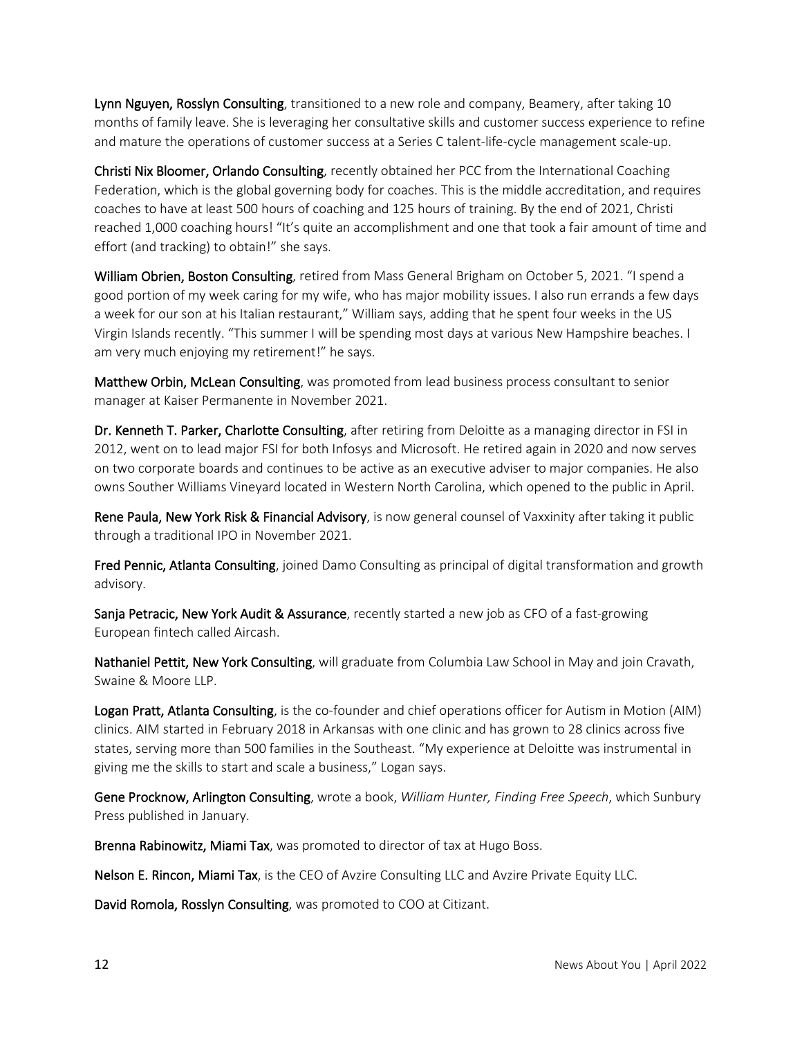**Lynn Nguyen, Rosslyn Consulting**, transitioned to a new role and company, Beamery, after taking 10 months of family leave. She is leveraging her consultative skills and customer success experience to refine and mature the operations of customer success at a Series C talent-life-cycle management scale-up.

**Christi Nix Bloomer, Orlando Consulting**, recently obtained her PCC from the International Coaching Federation, which is the global governing body for coaches. This is the middle accreditation, and requires coaches to have at least 500 hours of coaching and 125 hours of training. By the end of 2021, Christi reached 1,000 coaching hours! "It's quite an accomplishment and one that took a fair amount of time and effort (and tracking) to obtain!" she says.

**William Obrien, Boston Consulting**, retired from Mass General Brigham on October 5, 2021. "I spend a good portion of my week caring for my wife, who has major mobility issues. I also run errands a few days a week for our son at his Italian restaurant," William says, adding that he spent four weeks in the US Virgin Islands recently. "This summer I will be spending most days at various New Hampshire beaches. I am very much enjoying my retirement!" he says.

**Matthew Orbin, McLean Consulting**, was promoted from lead business process consultant to senior manager at Kaiser Permanente in November 2021.

**Dr. Kenneth T. Parker, Charlotte Consulting**, after retiring from Deloitte as a managing director in FSI in 2012, went on to lead major FSI for both Infosys and Microsoft. He retired again in 2020 and now serves on two corporate boards and continues to be active as an executive adviser to major companies. He also owns Souther Williams Vineyard located in Western North Carolina, which opened to the public in April.

**Rene Paula, New York Risk & Financial Advisory**, is now general counsel of Vaxxinity after taking it public through a traditional IPO in November 2021.

**Fred Pennic, Atlanta Consulting**, joined Damo Consulting as principal of digital transformation and growth advisory.

**Sanja Petracic, New York Audit & Assurance**, recently started a new job as CFO of a fast-growing European fintech called Aircash.

**Nathaniel Pettit, New York Consulting**, will graduate from Columbia Law School in May and join Cravath, Swaine & Moore LLP.

**Logan Pratt, Atlanta Consulting**, is the co-founder and chief operations officer for Autism in Motion (AIM) clinics. AIM started in February 2018 in Arkansas with one clinic and has grown to 28 clinics across five states, serving more than 500 families in the Southeast. "My experience at Deloitte was instrumental in giving me the skills to start and scale a business," Logan says.

**Gene Procknow, Arlington Consulting**, wrote a book, *William Hunter, Finding Free Speech*, which Sunbury Press published in January.

**Brenna Rabinowitz, Miami Tax**, was promoted to director of tax at Hugo Boss.

**Nelson E. Rincon, Miami Tax**, is the CEO of Avzire Consulting LLC and Avzire Private Equity LLC.

**David Romola, Rosslyn Consulting**, was promoted to COO at Citizant.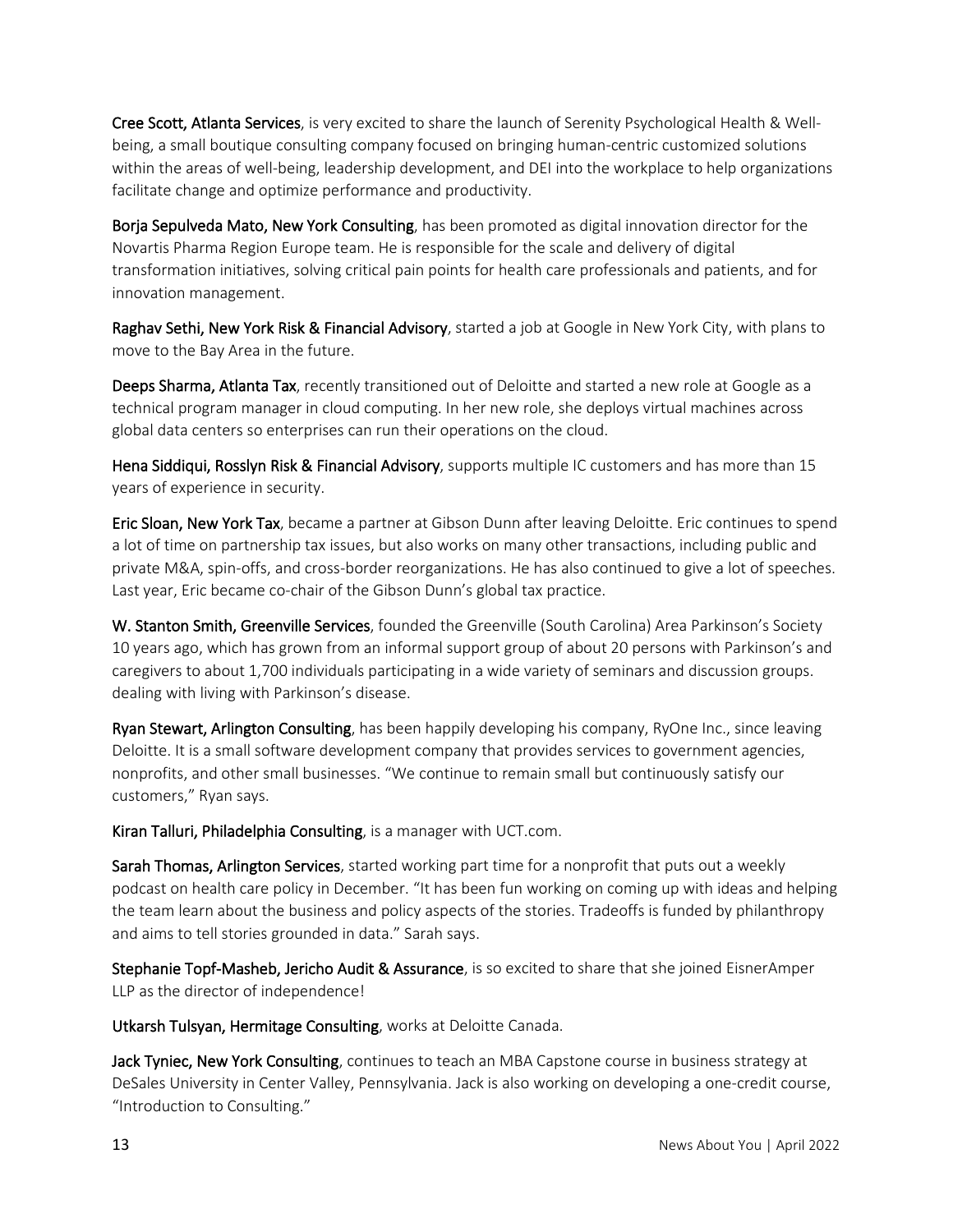**Cree Scott, Atlanta Services**, is very excited to share the launch of Serenity Psychological Health & Well-being, a small boutique consulting company focused on bringing human-centric customized solutions within the areas of well-being, leadership development, and DEI into the workplace to help organizations facilitate change and optimize performance and productivity.

**Borja Sepulveda Mato, New York Consulting**, has been promoted as digital innovation director for the Novartis Pharma Region Europe team. He is responsible for the scale and delivery of digital transformation initiatives, solving critical pain points for health care professionals and patients, and for innovation management.

**Raghav Sethi, New York Risk & Financial Advisory**, started a job at Google in New York City, with plans to move to the Bay Area in the future.

**Deeps Sharma, Atlanta Tax**, recently transitioned out of Deloitte and started a new role at Google as a technical program manager in cloud computing. In her new role, she deploys virtual machines across global data centers so enterprises can run their operations on the cloud.

**Hena Siddiqui, Rosslyn Risk & Financial Advisory**, supports multiple IC customers and has more than 15 years of experience in security.

**Eric Sloan, New York Tax**, became a partner at Gibson Dunn after leaving Deloitte. Eric continues to spend a lot of time on partnership tax issues, but also works on many other transactions, including public and private M&A, spin-offs, and cross-border reorganizations. He has also continued to give a lot of speeches. Last year, Eric became co-chair of the Gibson Dunn's global tax practice.

**W. Stanton Smith, Greenville Services**, founded the Greenville (South Carolina) Area Parkinson's Society 10 years ago, which has grown from an informal support group of about 20 persons with Parkinson's and caregivers to about 1,700 individuals participating in a wide variety of seminars and discussion groups. dealing with living with Parkinson's disease.

**Ryan Stewart, Arlington Consulting**, has been happily developing his company, RyOne Inc., since leaving Deloitte. It is a small software development company that provides services to government agencies, nonprofits, and other small businesses. "We continue to remain small but continuously satisfy our customers," Ryan says.

**Kiran Talluri, Philadelphia Consulting**, is a manager with UCT.com.

**Sarah Thomas, Arlington Services**, started working part time for a nonprofit that puts out a weekly podcast on health care policy in December. "It has been fun working on coming up with ideas and helping the team learn about the business and policy aspects of the stories. Tradeoffs is funded by philanthropy and aims to tell stories grounded in data." Sarah says.

**Stephanie Topf-Masheb, Jericho Audit & Assurance**, is so excited to share that she joined EisnerAmper LLP as the director of independence!

**Utkarsh Tulsyan, Hermitage Consulting**, works at Deloitte Canada.

**Jack Tyniec, New York Consulting**, continues to teach an MBA Capstone course in business strategy at DeSales University in Center Valley, Pennsylvania. Jack is also working on developing a one-credit course, "Introduction to Consulting."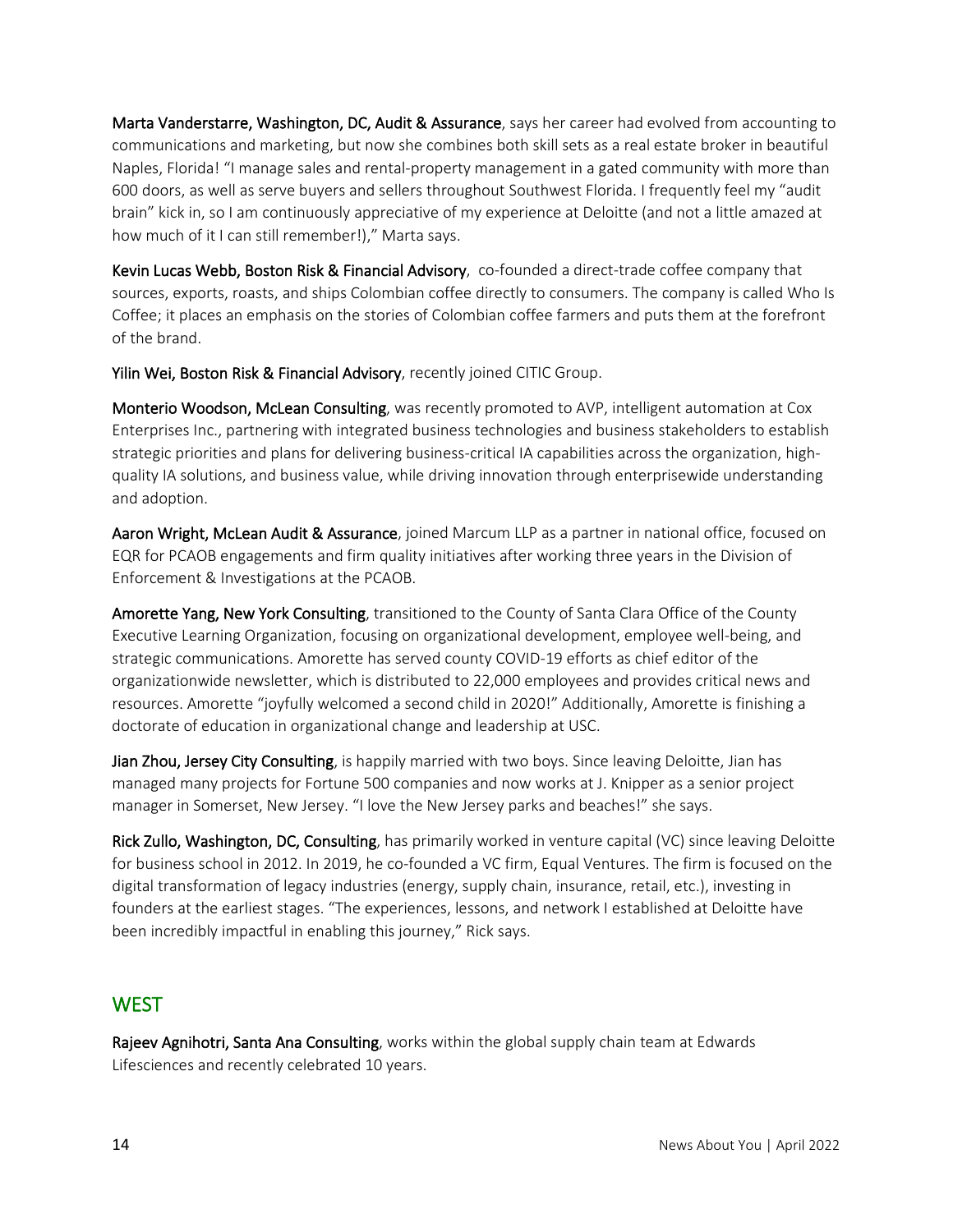**Marta Vanderstarre, Washington, DC, Audit & Assurance**, says her career had evolved from accounting to communications and marketing, but now she combines both skill sets as a real estate broker in beautiful Naples, Florida! "I manage sales and rental-property management in a gated community with more than 600 doors, as well as serve buyers and sellers throughout Southwest Florida. I frequently feel my "audit brain" kick in, so I am continuously appreciative of my experience at Deloitte (and not a little amazed at how much of it I can still remember!)," Marta says.

**Kevin Lucas Webb, Boston Risk & Financial Advisory**, co-founded a direct-trade coffee company that sources, exports, roasts, and ships Colombian coffee directly to consumers. The company is called Who Is Coffee; it places an emphasis on the stories of Colombian coffee farmers and puts them at the forefront of the brand.

**Yilin Wei, Boston Risk & Financial Advisory**, recently joined CITIC Group.

**Monterio Woodson, McLean Consulting**, was recently promoted to AVP, intelligent automation at Cox Enterprises Inc., partnering with integrated business technologies and business stakeholders to establish strategic priorities and plans for delivering business-critical IA capabilities across the organization, high-quality IA solutions, and business value, while driving innovation through enterprisewide understanding and adoption.

**Aaron Wright, McLean Audit & Assurance**, joined Marcum LLP as a partner in national office, focused on EQR for PCAOB engagements and firm quality initiatives after working three years in the Division of Enforcement & Investigations at the PCAOB.

**Amorette Yang, New York Consulting**, transitioned to the County of Santa Clara Office of the County Executive Learning Organization, focusing on organizational development, employee well-being, and strategic communications. Amorette has served county COVID-19 efforts as chief editor of the organizationwide newsletter, which is distributed to 22,000 employees and provides critical news and resources. Amorette "joyfully welcomed a second child in 2020!" Additionally, Amorette is finishing a doctorate of education in organizational change and leadership at USC.

**Jian Zhou, Jersey City Consulting**, is happily married with two boys. Since leaving Deloitte, Jian has managed many projects for Fortune 500 companies and now works at J. Knipper as a senior project manager in Somerset, New Jersey. "I love the New Jersey parks and beaches!" she says.

**Rick Zullo, Washington, DC, Consulting**, has primarily worked in venture capital (VC) since leaving Deloitte for business school in 2012. In 2019, he co-founded a VC firm, Equal Ventures. The firm is focused on the digital transformation of legacy industries (energy, supply chain, insurance, retail, etc.), investing in founders at the earliest stages. "The experiences, lessons, and network I established at Deloitte have been incredibly impactful in enabling this journey," Rick says.

## WEST

**Rajeev Agnihotri, Santa Ana Consulting**, works within the global supply chain team at Edwards Lifesciences and recently celebrated 10 years.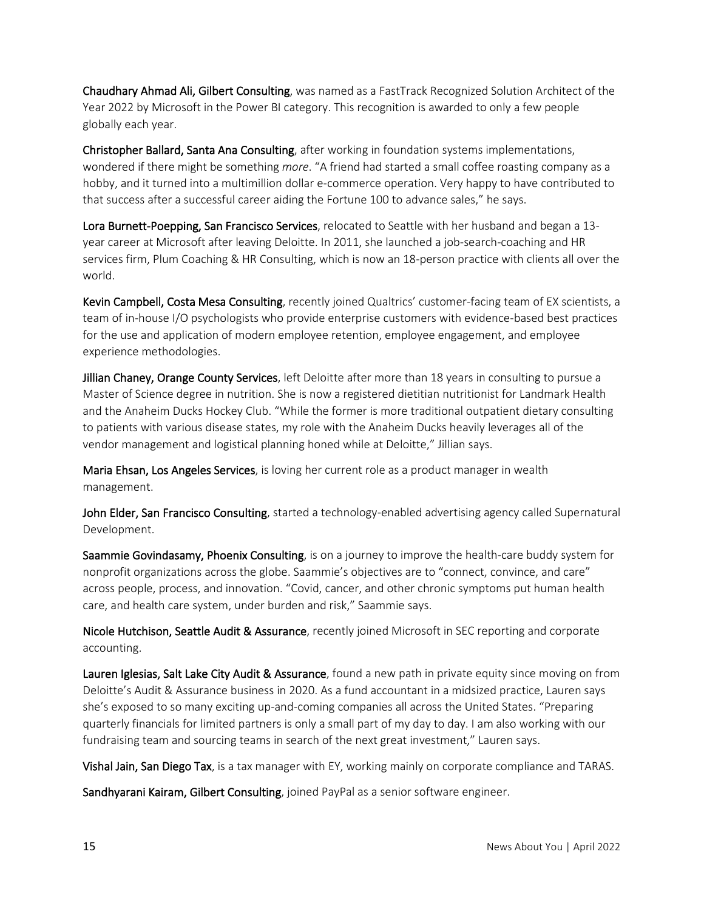**Chaudhary Ahmad Ali, Gilbert Consulting**, was named as a FastTrack Recognized Solution Architect of the Year 2022 by Microsoft in the Power BI category. This recognition is awarded to only a few people globally each year.

**Christopher Ballard, Santa Ana Consulting**, after working in foundation systems implementations, wondered if there might be something *more*. "A friend had started a small coffee roasting company as a hobby, and it turned into a multimillion dollar e-commerce operation. Very happy to have contributed to that success after a successful career aiding the Fortune 100 to advance sales," he says.

**Lora Burnett-Poepping, San Francisco Services**, relocated to Seattle with her husband and began a 13-year career at Microsoft after leaving Deloitte. In 2011, she launched a job-search-coaching and HR services firm, Plum Coaching & HR Consulting, which is now an 18-person practice with clients all over the world.

**Kevin Campbell, Costa Mesa Consulting**, recently joined Qualtrics' customer-facing team of EX scientists, a team of in-house I/O psychologists who provide enterprise customers with evidence-based best practices for the use and application of modern employee retention, employee engagement, and employee experience methodologies.

**Jillian Chaney, Orange County Services**, left Deloitte after more than 18 years in consulting to pursue a Master of Science degree in nutrition. She is now a registered dietitian nutritionist for Landmark Health and the Anaheim Ducks Hockey Club. "While the former is more traditional outpatient dietary consulting to patients with various disease states, my role with the Anaheim Ducks heavily leverages all of the vendor management and logistical planning honed while at Deloitte," Jillian says.

**Maria Ehsan, Los Angeles Services**, is loving her current role as a product manager in wealth management.

**John Elder, San Francisco Consulting**, started a technology-enabled advertising agency called Supernatural Development.

**Saammie Govindasamy, Phoenix Consulting**, is on a journey to improve the health-care buddy system for nonprofit organizations across the globe. Saammie's objectives are to "connect, convince, and care" across people, process, and innovation. "Covid, cancer, and other chronic symptoms put human health care, and health care system, under burden and risk," Saammie says.

**Nicole Hutchison, Seattle Audit & Assurance**, recently joined Microsoft in SEC reporting and corporate accounting.

**Lauren Iglesias, Salt Lake City Audit & Assurance**, found a new path in private equity since moving on from Deloitte's Audit & Assurance business in 2020. As a fund accountant in a midsized practice, Lauren says she's exposed to so many exciting up-and-coming companies all across the United States. "Preparing quarterly financials for limited partners is only a small part of my day to day. I am also working with our fundraising team and sourcing teams in search of the next great investment," Lauren says.

**Vishal Jain, San Diego Tax**, is a tax manager with EY, working mainly on corporate compliance and TARAS.

**Sandhyarani Kairam, Gilbert Consulting**, joined PayPal as a senior software engineer.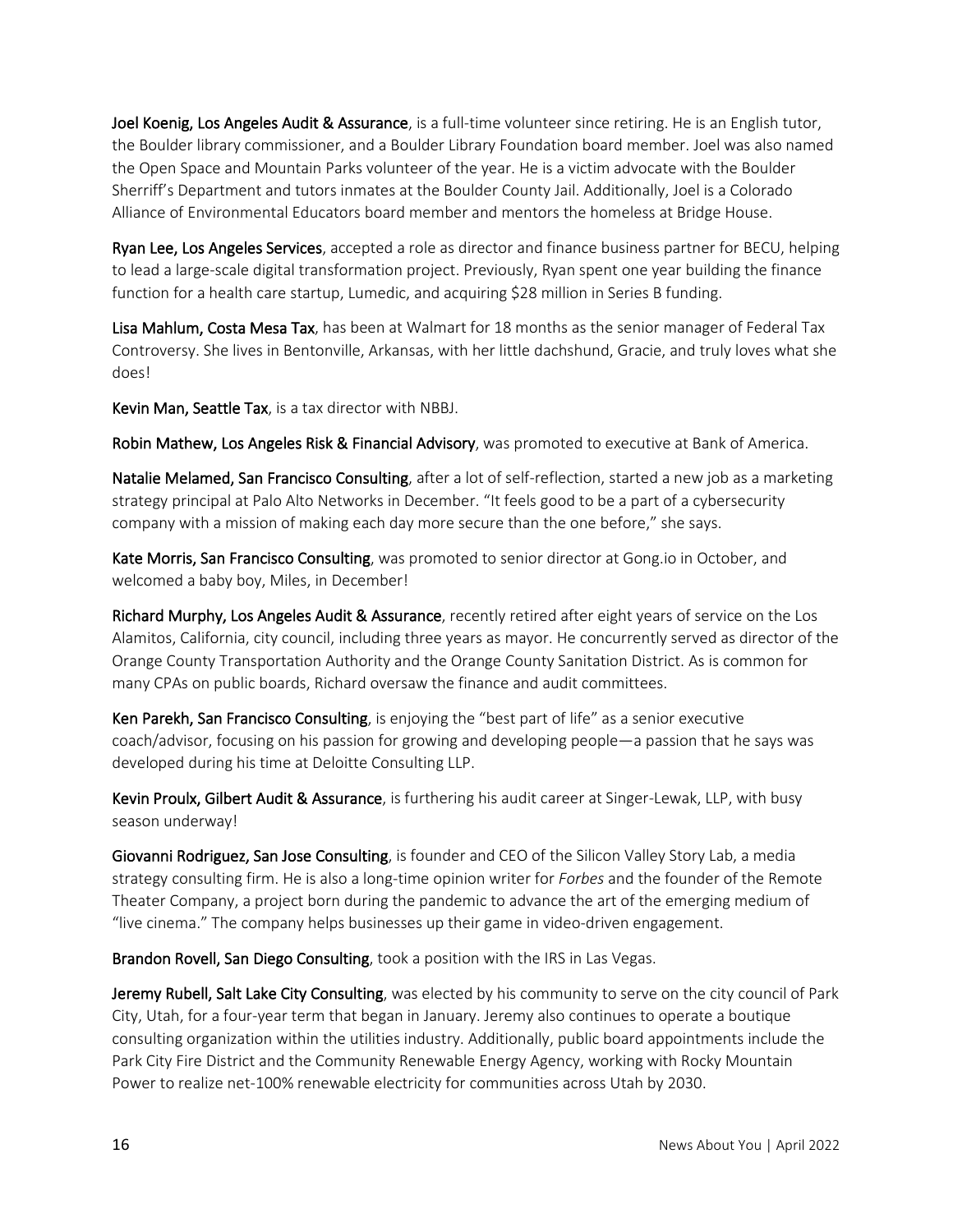**Joel Koenig, Los Angeles Audit & Assurance**, is a full-time volunteer since retiring. He is an English tutor, the Boulder library commissioner, and a Boulder Library Foundation board member. Joel was also named the Open Space and Mountain Parks volunteer of the year. He is a victim advocate with the Boulder Sherriff's Department and tutors inmates at the Boulder County Jail. Additionally, Joel is a Colorado Alliance of Environmental Educators board member and mentors the homeless at Bridge House.

**Ryan Lee, Los Angeles Services**, accepted a role as director and finance business partner for BECU, helping to lead a large-scale digital transformation project. Previously, Ryan spent one year building the finance function for a health care startup, Lumedic, and acquiring $28 million in Series B funding.

**Lisa Mahlum, Costa Mesa Tax**, has been at Walmart for 18 months as the senior manager of Federal Tax Controversy. She lives in Bentonville, Arkansas, with her little dachshund, Gracie, and truly loves what she does!

**Kevin Man, Seattle Tax**, is a tax director with NBBJ.

**Robin Mathew, Los Angeles Risk & Financial Advisory**, was promoted to executive at Bank of America.

**Natalie Melamed, San Francisco Consulting**, after a lot of self-reflection, started a new job as a marketing strategy principal at Palo Alto Networks in December. "It feels good to be a part of a cybersecurity company with a mission of making each day more secure than the one before," she says.

**Kate Morris, San Francisco Consulting**, was promoted to senior director at Gong.io in October, and welcomed a baby boy, Miles, in December!

**Richard Murphy, Los Angeles Audit & Assurance**, recently retired after eight years of service on the Los Alamitos, California, city council, including three years as mayor. He concurrently served as director of the Orange County Transportation Authority and the Orange County Sanitation District. As is common for many CPAs on public boards, Richard oversaw the finance and audit committees.

**Ken Parekh, San Francisco Consulting**, is enjoying the "best part of life" as a senior executive coach/advisor, focusing on his passion for growing and developing people—a passion that he says was developed during his time at Deloitte Consulting LLP.

**Kevin Proulx, Gilbert Audit & Assurance**, is furthering his audit career at Singer-Lewak, LLP, with busy season underway!

**Giovanni Rodriguez, San Jose Consulting**, is founder and CEO of the Silicon Valley Story Lab, a media strategy consulting firm. He is also a long-time opinion writer for *Forbes* and the founder of the Remote Theater Company, a project born during the pandemic to advance the art of the emerging medium of "live cinema." The company helps businesses up their game in video-driven engagement.

**Brandon Rovell, San Diego Consulting**, took a position with the IRS in Las Vegas.

**Jeremy Rubell, Salt Lake City Consulting**, was elected by his community to serve on the city council of Park City, Utah, for a four-year term that began in January. Jeremy also continues to operate a boutique consulting organization within the utilities industry. Additionally, public board appointments include the Park City Fire District and the Community Renewable Energy Agency, working with Rocky Mountain Power to realize net-100% renewable electricity for communities across Utah by 2030.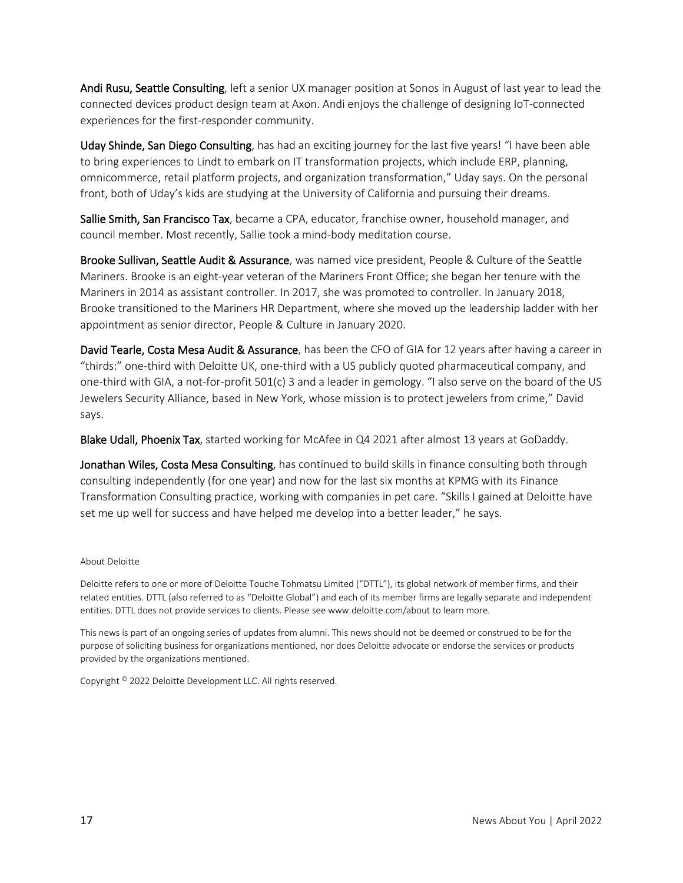**Andi Rusu, Seattle Consulting**, left a senior UX manager position at Sonos in August of last year to lead the connected devices product design team at Axon. Andi enjoys the challenge of designing IoT-connected experiences for the first-responder community.

**Uday Shinde, San Diego Consulting**, has had an exciting journey for the last five years! "I have been able to bring experiences to Lindt to embark on IT transformation projects, which include ERP, planning, omnicommerce, retail platform projects, and organization transformation," Uday says. On the personal front, both of Uday's kids are studying at the University of California and pursuing their dreams.

**Sallie Smith, San Francisco Tax**, became a CPA, educator, franchise owner, household manager, and council member. Most recently, Sallie took a mind-body meditation course.

**Brooke Sullivan, Seattle Audit & Assurance**, was named vice president, People & Culture of the Seattle Mariners. Brooke is an eight-year veteran of the Mariners Front Office; she began her tenure with the Mariners in 2014 as assistant controller. In 2017, she was promoted to controller. In January 2018, Brooke transitioned to the Mariners HR Department, where she moved up the leadership ladder with her appointment as senior director, People & Culture in January 2020.

**David Tearle, Costa Mesa Audit & Assurance**, has been the CFO of GIA for 12 years after having a career in "thirds:" one-third with Deloitte UK, one-third with a US publicly quoted pharmaceutical company, and one-third with GIA, a not-for-profit 501(c) 3 and a leader in gemology. "I also serve on the board of the US Jewelers Security Alliance, based in New York, whose mission is to protect jewelers from crime," David says.

**Blake Udall, Phoenix Tax**, started working for McAfee in Q4 2021 after almost 13 years at GoDaddy.

**Jonathan Wiles, Costa Mesa Consulting**, has continued to build skills in finance consulting both through consulting independently (for one year) and now for the last six months at KPMG with its Finance Transformation Consulting practice, working with companies in pet care. "Skills I gained at Deloitte have set me up well for success and have helped me develop into a better leader," he says.

About Deloitte

Deloitte refers to one or more of Deloitte Touche Tohmatsu Limited ("DTTL"), its global network of member firms, and their related entities. DTTL (also referred to as "Deloitte Global") and each of its member firms are legally separate and independent entities. DTTL does not provide services to clients. Please see www.deloitte.com/about to learn more.

This news is part of an ongoing series of updates from alumni. This news should not be deemed or construed to be for the purpose of soliciting business for organizations mentioned, nor does Deloitte advocate or endorse the services or products provided by the organizations mentioned.

Copyright © 2022 Deloitte Development LLC. All rights reserved.